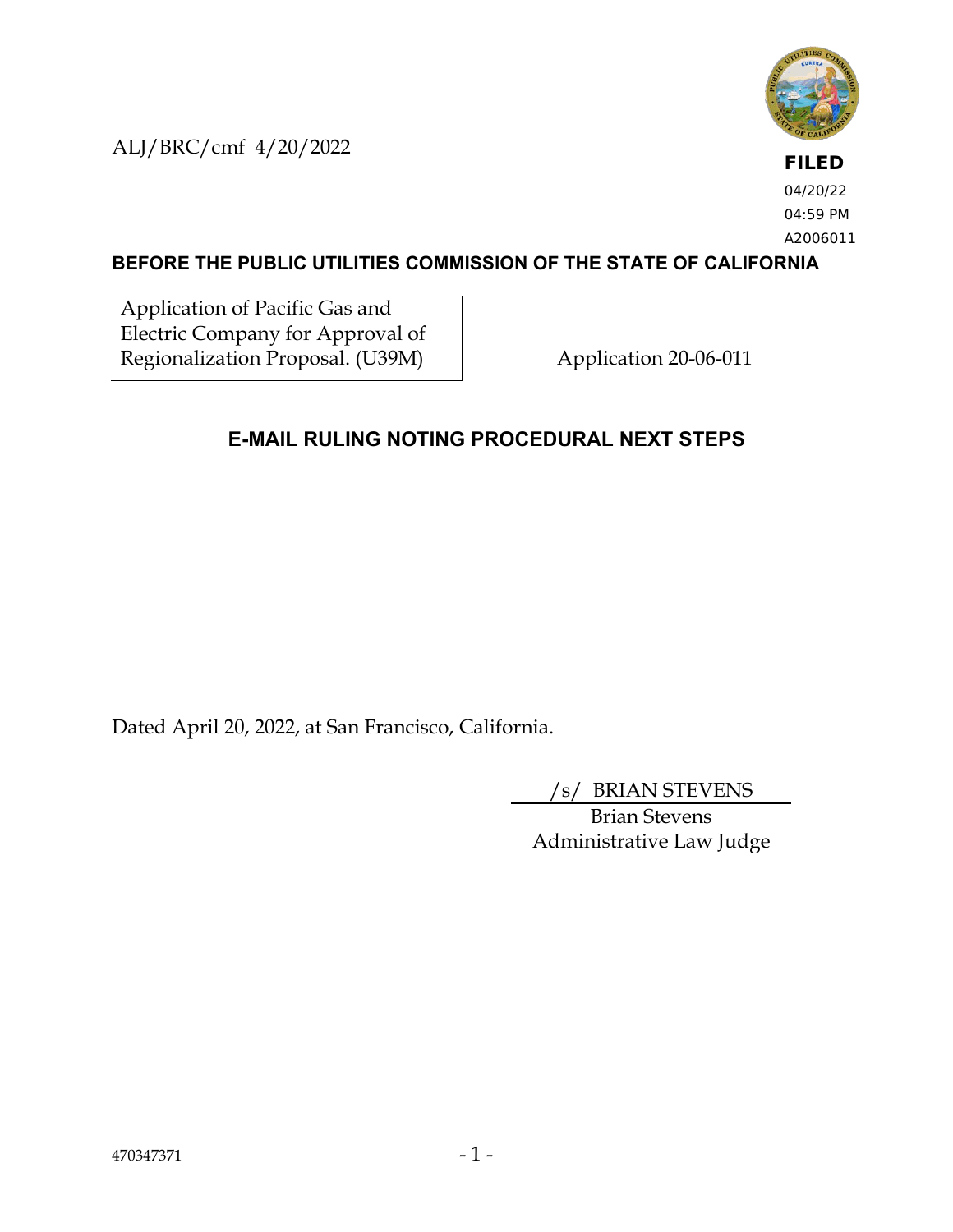ALJ/BRC/cmf 4/20/2022

**FILED**
04/20/22
04:59 PM
A2006011

**BEFORE THE PUBLIC UTILITIES COMMISSION OF THE STATE OF CALIFORNIA**

| Application of Pacific Gas and Electric Company for Approval of Regionalization Proposal. (U39M) | Application 20-06-011 |
| --- | --- |

## E-MAIL RULING NOTING PROCEDURAL NEXT STEPS

Dated April 20, 2022, at San Francisco, California.

/s/ BRIAN STEVENS
Brian Stevens
Administrative Law Judge

470347371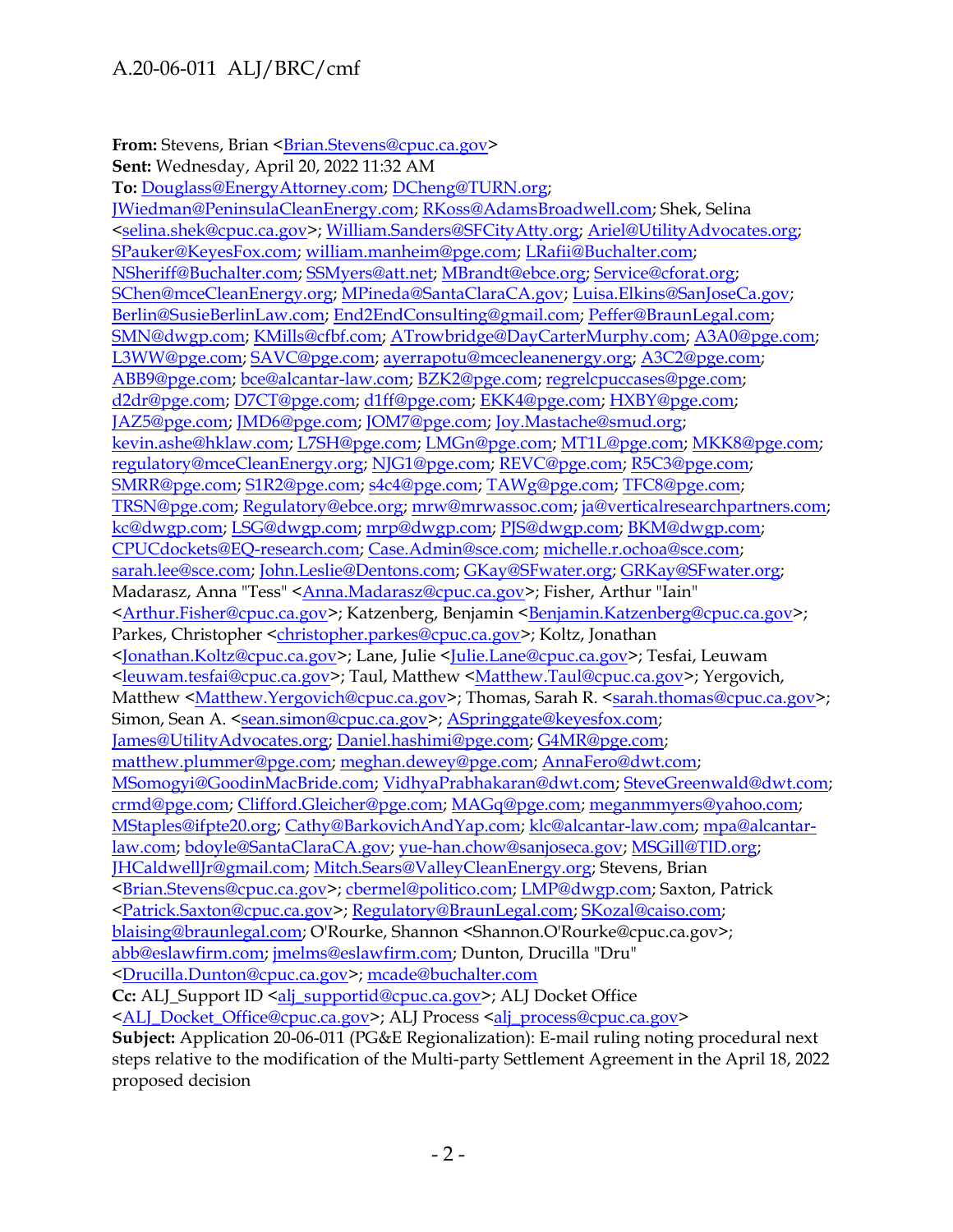**From:** Stevens, Brian <Brian.Stevens@cpuc.ca.gov>
**Sent:** Wednesday, April 20, 2022 11:32 AM
**To:** Douglass@EnergyAttorney.com; DCheng@TURN.org; JWiedman@PeninsulaCleanEnergy.com; RKoss@AdamsBroadwell.com; Shek, Selina <selina.shek@cpuc.ca.gov>; William.Sanders@SFCityAtty.org; Ariel@UtilityAdvocates.org; SPauker@KeyesFox.com; william.manheim@pge.com; LRafii@Buchalter.com; NSheriff@Buchalter.com; SSMyers@att.net; MBrandt@ebce.org; Service@cforat.org; SChen@mceCleanEnergy.org; MPineda@SantaClaraCA.gov; Luisa.Elkins@SanJoseCa.gov; Berlin@SusieBerlinLaw.com; End2EndConsulting@gmail.com; Peffer@BraunLegal.com; SMN@dwgp.com; KMills@cfbf.com; ATrowbridge@DayCarterMurphy.com; A3A0@pge.com; L3WW@pge.com; SAVC@pge.com; ayerrapotu@mcecleanenergy.org; A3C2@pge.com; ABB9@pge.com; bce@alcantar-law.com; BZK2@pge.com; regrelcpuccases@pge.com; d2dr@pge.com; D7CT@pge.com; d1ff@pge.com; EKK4@pge.com; HXBY@pge.com; JAZ5@pge.com; JMD6@pge.com; JOM7@pge.com; Joy.Mastache@smud.org; kevin.ashe@hklaw.com; L7SH@pge.com; LMGn@pge.com; MT1L@pge.com; MKK8@pge.com; regulatory@mceCleanEnergy.org; NJG1@pge.com; REVC@pge.com; R5C3@pge.com; SMRR@pge.com; S1R2@pge.com; s4c4@pge.com; TAWg@pge.com; TFC8@pge.com; TRSN@pge.com; Regulatory@ebce.org; mrw@mrwassoc.com; ja@verticalresearchpartners.com; kc@dwgp.com; LSG@dwgp.com; mrp@dwgp.com; PJS@dwgp.com; BKM@dwgp.com; CPUCdockets@EQ-research.com; Case.Admin@sce.com; michelle.r.ochoa@sce.com; sarah.lee@sce.com; John.Leslie@Dentons.com; GKay@SFwater.org; GRKay@SFwater.org; Madarasz, Anna "Tess" <Anna.Madarasz@cpuc.ca.gov>; Fisher, Arthur "Iain" <Arthur.Fisher@cpuc.ca.gov>; Katzenberg, Benjamin <Benjamin.Katzenberg@cpuc.ca.gov>; Parkes, Christopher <christopher.parkes@cpuc.ca.gov>; Koltz, Jonathan <Jonathan.Koltz@cpuc.ca.gov>; Lane, Julie <Julie.Lane@cpuc.ca.gov>; Tesfai, Leuwam <leuwam.tesfai@cpuc.ca.gov>; Taul, Matthew <Matthew.Taul@cpuc.ca.gov>; Yergovich, Matthew <Matthew.Yergovich@cpuc.ca.gov>; Thomas, Sarah R. <sarah.thomas@cpuc.ca.gov>; Simon, Sean A. <sean.simon@cpuc.ca.gov>; ASpringgate@keyesfox.com; James@UtilityAdvocates.org; Daniel.hashimi@pge.com; G4MR@pge.com; matthew.plummer@pge.com; meghan.dewey@pge.com; AnnaFero@dwt.com; MSomogyi@GoodinMacBride.com; VidhyaPrabhakaran@dwt.com; SteveGreenwald@dwt.com; crmd@pge.com; Clifford.Gleicher@pge.com; MAGq@pge.com; meganmmyers@yahoo.com; MStaples@ifpte20.org; Cathy@BarkovichAndYap.com; klc@alcantar-law.com; mpa@alcantar-law.com; bdoyle@SantaClaraCA.gov; yue-han.chow@sanjoseca.gov; MSGill@TID.org; JHCaldwellJr@gmail.com; Mitch.Sears@ValleyCleanEnergy.org; Stevens, Brian <Brian.Stevens@cpuc.ca.gov>; cbermel@politico.com; LMP@dwgp.com; Saxton, Patrick <Patrick.Saxton@cpuc.ca.gov>; Regulatory@BraunLegal.com; SKozal@caiso.com; blaising@braunlegal.com; O'Rourke, Shannon <Shannon.O'Rourke@cpuc.ca.gov>; abb@eslawfirm.com; jmelms@eslawfirm.com; Dunton, Drucilla "Dru" <Drucilla.Dunton@cpuc.ca.gov>; mcade@buchalter.com
**Cc:** ALJ_Support ID <alj_supportid@cpuc.ca.gov>; ALJ Docket Office <ALJ_Docket_Office@cpuc.ca.gov>; ALJ Process <alj_process@cpuc.ca.gov>
**Subject:** Application 20-06-011 (PG&E Regionalization): E-mail ruling noting procedural next steps relative to the modification of the Multi-party Settlement Agreement in the April 18, 2022 proposed decision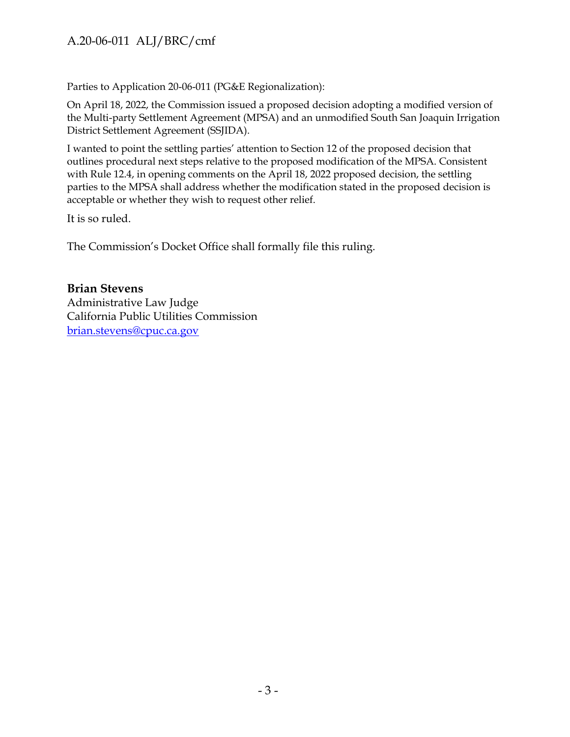Parties to Application 20-06-011 (PG&E Regionalization):

On April 18, 2022, the Commission issued a proposed decision adopting a modified version of the Multi-party Settlement Agreement (MPSA) and an unmodified South San Joaquin Irrigation District Settlement Agreement (SSJIDA).

I wanted to point the settling parties' attention to Section 12 of the proposed decision that outlines procedural next steps relative to the proposed modification of the MPSA. Consistent with Rule 12.4, in opening comments on the April 18, 2022 proposed decision, the settling parties to the MPSA shall address whether the modification stated in the proposed decision is acceptable or whether they wish to request other relief.

It is so ruled.

The Commission's Docket Office shall formally file this ruling.

**Brian Stevens**
Administrative Law Judge
California Public Utilities Commission
brian.stevens@cpuc.ca.gov